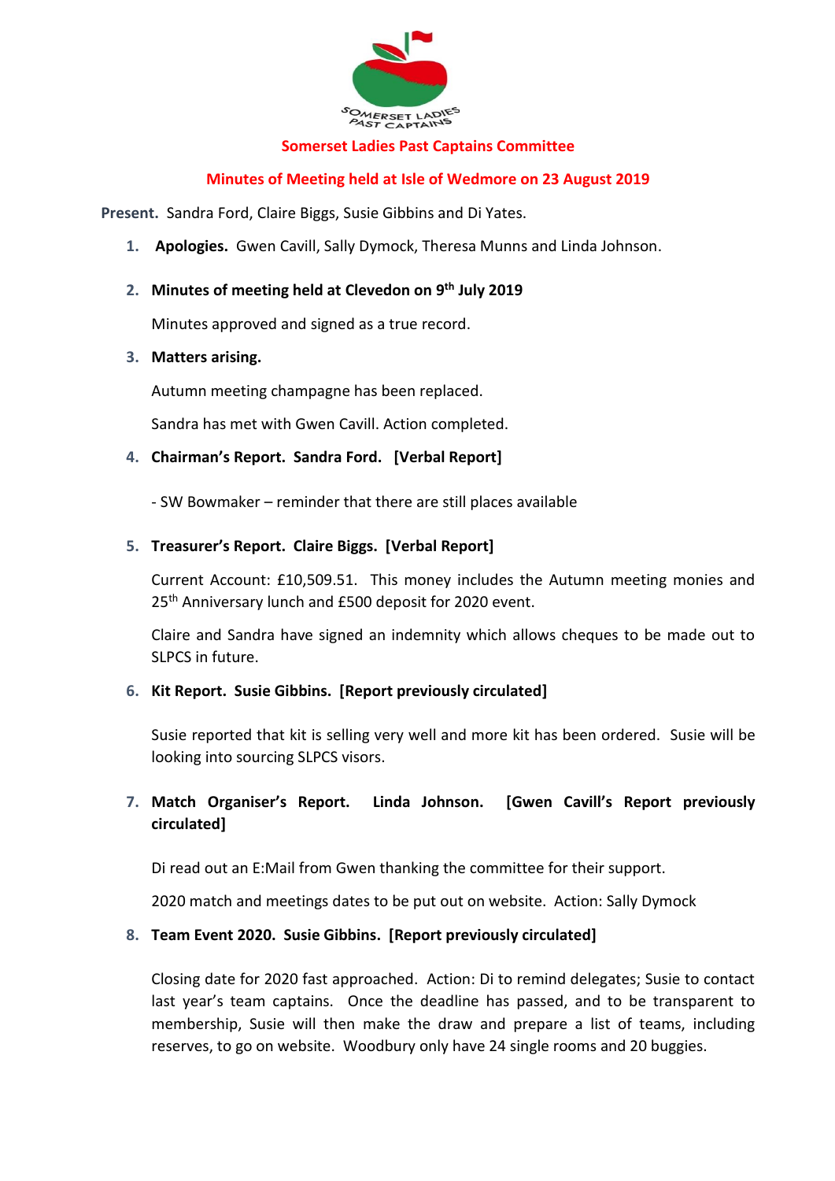Somerset Ladies Past Captains

# Somerset Ladies Past Captains Committee

## Minutes of Meeting held at Isle of Wedmore on 23 August 2019

**Present.** Sandra Ford, Claire Biggs, Susie Gibbins and Di Yates.

1. **Apologies.** Gwen Cavill, Sally Dymock, Theresa Munns and Linda Johnson.

2. **Minutes of meeting held at Clevedon on 9th July 2019**

   Minutes approved and signed as a true record.

3. **Matters arising.**

   Autumn meeting champagne has been replaced.

   Sandra has met with Gwen Cavill. Action completed.

4. **Chairman's Report. Sandra Ford. [Verbal Report]**

   - SW Bowmaker – reminder that there are still places available

5. **Treasurer's Report. Claire Biggs. [Verbal Report]**

   Current Account: £10,509.51. This money includes the Autumn meeting monies and 25th Anniversary lunch and £500 deposit for 2020 event.

   Claire and Sandra have signed an indemnity which allows cheques to be made out to SLPCS in future.

6. **Kit Report. Susie Gibbins. [Report previously circulated]**

   Susie reported that kit is selling very well and more kit has been ordered. Susie will be looking into sourcing SLPCS visors.

7. **Match Organiser's Report. Linda Johnson. [Gwen Cavill's Report previously circulated]**

   Di read out an E:Mail from Gwen thanking the committee for their support.

   2020 match and meetings dates to be put out on website. Action: Sally Dymock

8. **Team Event 2020. Susie Gibbins. [Report previously circulated]**

   Closing date for 2020 fast approached. Action: Di to remind delegates; Susie to contact last year's team captains. Once the deadline has passed, and to be transparent to membership, Susie will then make the draw and prepare a list of teams, including reserves, to go on website. Woodbury only have 24 single rooms and 20 buggies.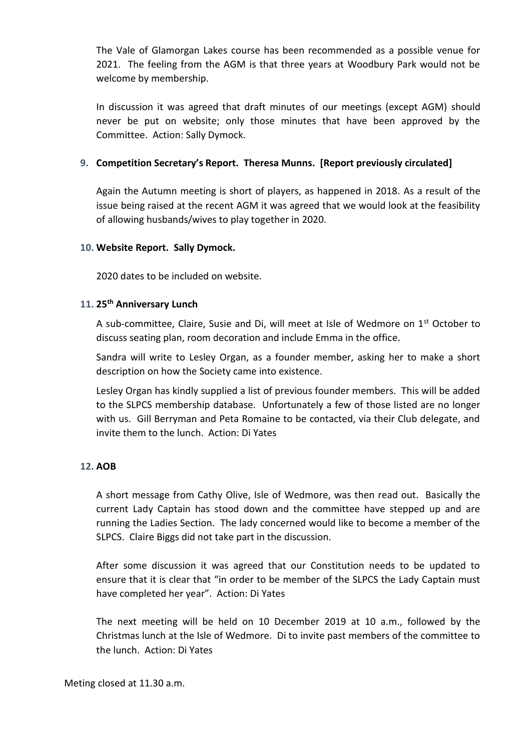The Vale of Glamorgan Lakes course has been recommended as a possible venue for 2021. The feeling from the AGM is that three years at Woodbury Park would not be welcome by membership.

In discussion it was agreed that draft minutes of our meetings (except AGM) should never be put on website; only those minutes that have been approved by the Committee. Action: Sally Dymock.

**9. Competition Secretary's Report. Theresa Munns. [Report previously circulated]**

Again the Autumn meeting is short of players, as happened in 2018. As a result of the issue being raised at the recent AGM it was agreed that we would look at the feasibility of allowing husbands/wives to play together in 2020.

**10. Website Report. Sally Dymock.**

2020 dates to be included on website.

**11. 25th Anniversary Lunch**

A sub-committee, Claire, Susie and Di, will meet at Isle of Wedmore on 1st October to discuss seating plan, room decoration and include Emma in the office.

Sandra will write to Lesley Organ, as a founder member, asking her to make a short description on how the Society came into existence.

Lesley Organ has kindly supplied a list of previous founder members. This will be added to the SLPCS membership database. Unfortunately a few of those listed are no longer with us. Gill Berryman and Peta Romaine to be contacted, via their Club delegate, and invite them to the lunch. Action: Di Yates

**12. AOB**

A short message from Cathy Olive, Isle of Wedmore, was then read out. Basically the current Lady Captain has stood down and the committee have stepped up and are running the Ladies Section. The lady concerned would like to become a member of the SLPCS. Claire Biggs did not take part in the discussion.

After some discussion it was agreed that our Constitution needs to be updated to ensure that it is clear that "in order to be member of the SLPCS the Lady Captain must have completed her year". Action: Di Yates

The next meeting will be held on 10 December 2019 at 10 a.m., followed by the Christmas lunch at the Isle of Wedmore. Di to invite past members of the committee to the lunch. Action: Di Yates

Meting closed at 11.30 a.m.